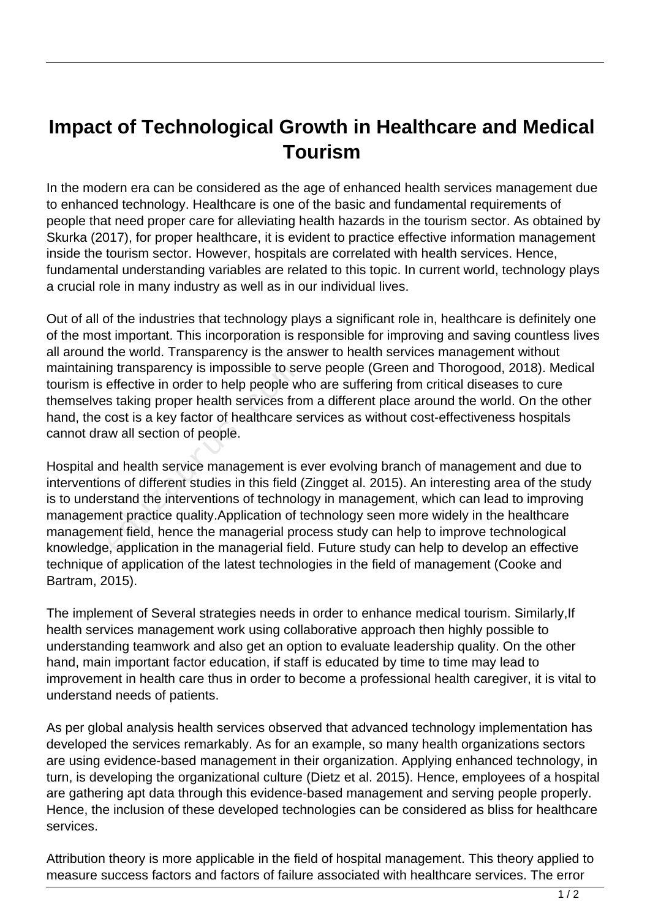# Impact of Technological Growth in Healthcare and Medical Tourism

In the modern era can be considered as the age of enhanced health services management due to enhanced technology. Healthcare is one of the basic and fundamental requirements of people that need proper care for alleviating health hazards in the tourism sector. As obtained by Skurka (2017), for proper healthcare, it is evident to practice effective information management inside the tourism sector. However, hospitals are correlated with health services. Hence, fundamental understanding variables are related to this topic. In current world, technology plays a crucial role in many industry as well as in our individual lives.

Out of all of the industries that technology plays a significant role in, healthcare is definitely one of the most important. This incorporation is responsible for improving and saving countless lives all around the world. Transparency is the answer to health services management without maintaining transparency is impossible to serve people (Green and Thorogood, 2018). Medical tourism is effective in order to help people who are suffering from critical diseases to cure themselves taking proper health services from a different place around the world. On the other hand, the cost is a key factor of healthcare services as without cost-effectiveness hospitals cannot draw all section of people.

Hospital and health service management is ever evolving branch of management and due to interventions of different studies in this field (Zingget al. 2015). An interesting area of the study is to understand the interventions of technology in management, which can lead to improving management practice quality.Application of technology seen more widely in the healthcare management field, hence the managerial process study can help to improve technological knowledge, application in the managerial field. Future study can help to develop an effective technique of application of the latest technologies in the field of management (Cooke and Bartram, 2015).

The implement of Several strategies needs in order to enhance medical tourism. Similarly,If health services management work using collaborative approach then highly possible to understanding teamwork and also get an option to evaluate leadership quality. On the other hand, main important factor education, if staff is educated by time to time may lead to improvement in health care thus in order to become a professional health caregiver, it is vital to understand needs of patients.

As per global analysis health services observed that advanced technology implementation has developed the services remarkably. As for an example, so many health organizations sectors are using evidence-based management in their organization. Applying enhanced technology, in turn, is developing the organizational culture (Dietz et al. 2015). Hence, employees of a hospital are gathering apt data through this evidence-based management and serving people properly. Hence, the inclusion of these developed technologies can be considered as bliss for healthcare services.

Attribution theory is more applicable in the field of hospital management. This theory applied to measure success factors and factors of failure associated with healthcare services. The error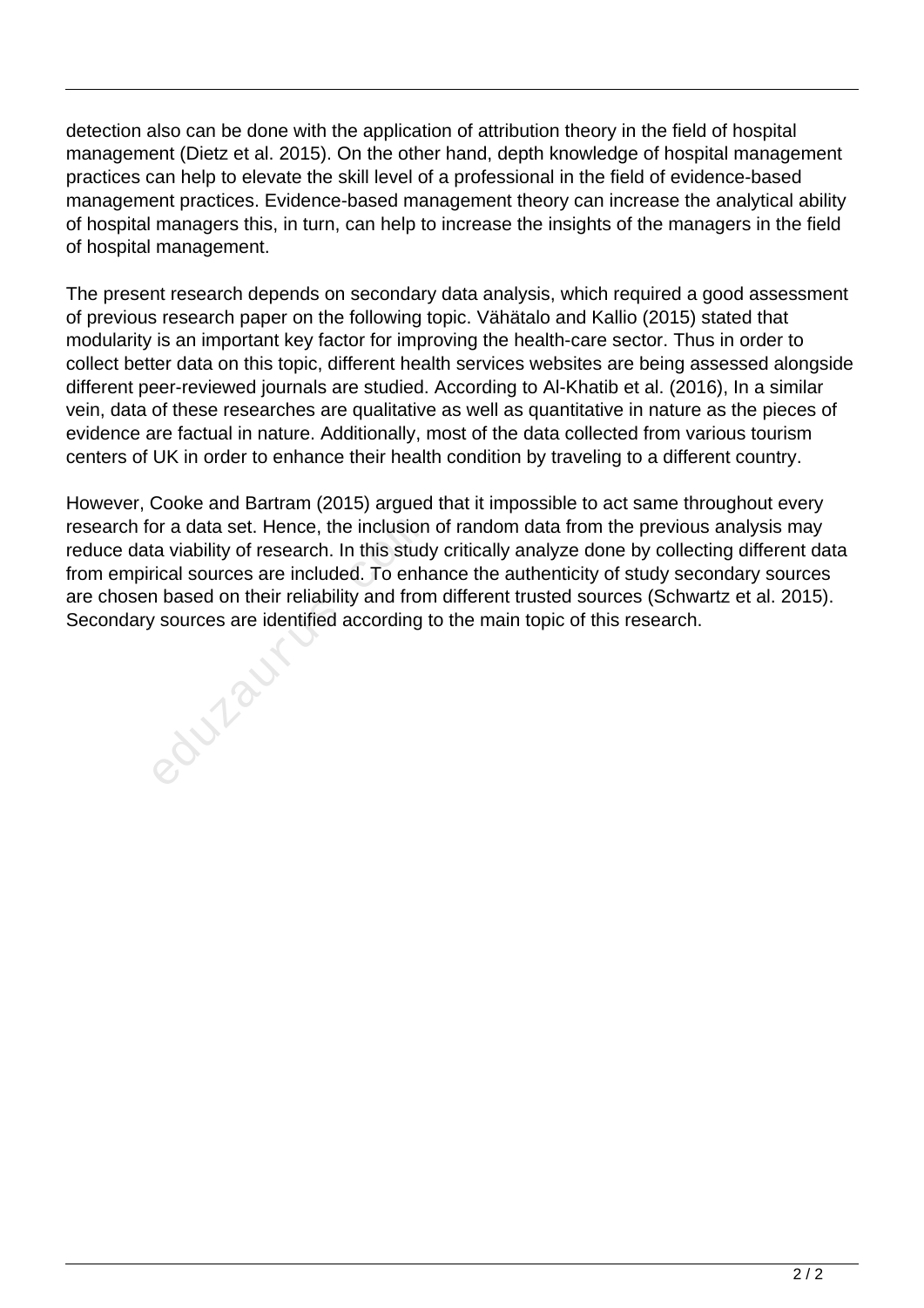detection also can be done with the application of attribution theory in the field of hospital management (Dietz et al. 2015). On the other hand, depth knowledge of hospital management practices can help to elevate the skill level of a professional in the field of evidence-based management practices. Evidence-based management theory can increase the analytical ability of hospital managers this, in turn, can help to increase the insights of the managers in the field of hospital management.

The present research depends on secondary data analysis, which required a good assessment of previous research paper on the following topic. Vähätalo and Kallio (2015) stated that modularity is an important key factor for improving the health-care sector. Thus in order to collect better data on this topic, different health services websites are being assessed alongside different peer-reviewed journals are studied. According to Al-Khatib et al. (2016), In a similar vein, data of these researches are qualitative as well as quantitative in nature as the pieces of evidence are factual in nature. Additionally, most of the data collected from various tourism centers of UK in order to enhance their health condition by traveling to a different country.

However, Cooke and Bartram (2015) argued that it impossible to act same throughout every research for a data set. Hence, the inclusion of random data from the previous analysis may reduce data viability of research. In this study critically analyze done by collecting different data from empirical sources are included. To enhance the authenticity of study secondary sources are chosen based on their reliability and from different trusted sources (Schwartz et al. 2015). Secondary sources are identified according to the main topic of this research.